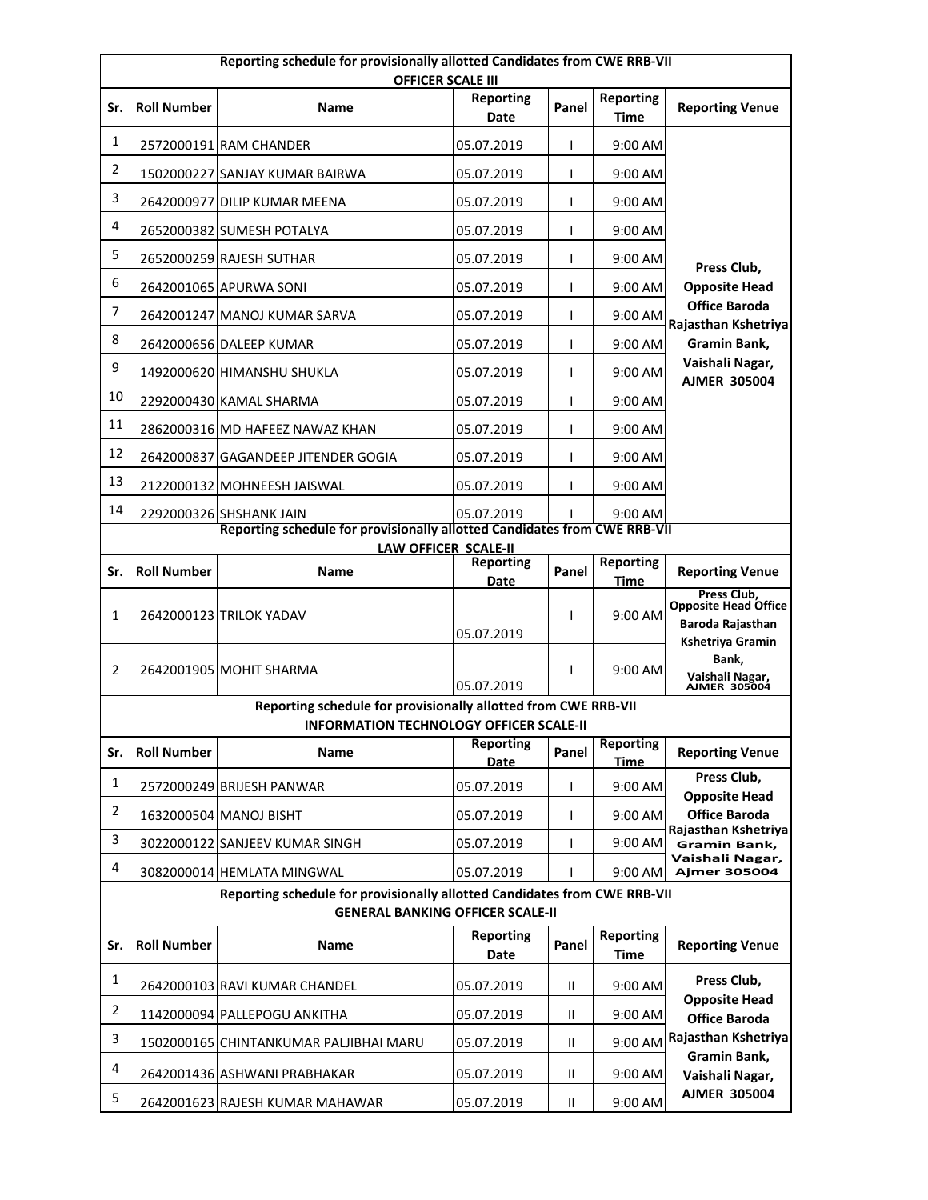## Reporting schedule for provisionally allotted Candidates from CWE RRB-VII

### OFFICER SCALE III

| Sr. | Roll Number | Name | Reporting Date | Panel | Reporting Time | Reporting Venue |
|---|---|---|---|---|---|---|
| 1 | 2572000191 | RAM CHANDER | 05.07.2019 | I | 9:00 AM | Press Club, Opposite Head Office Baroda Rajasthan Kshetriya Gramin Bank, Vaishali Nagar, AJMER 305004 |
| 2 | 1502000227 | SANJAY KUMAR BAIRWA | 05.07.2019 | I | 9:00 AM | |
| 3 | 2642000977 | DILIP KUMAR MEENA | 05.07.2019 | I | 9:00 AM | |
| 4 | 2652000382 | SUMESH POTALYA | 05.07.2019 | I | 9:00 AM | |
| 5 | 2652000259 | RAJESH SUTHAR | 05.07.2019 | I | 9:00 AM | |
| 6 | 2642001065 | APURWA SONI | 05.07.2019 | I | 9:00 AM | |
| 7 | 2642001247 | MANOJ KUMAR SARVA | 05.07.2019 | I | 9:00 AM | |
| 8 | 2642000656 | DALEEP KUMAR | 05.07.2019 | I | 9:00 AM | |
| 9 | 1492000620 | HIMANSHU SHUKLA | 05.07.2019 | I | 9:00 AM | |
| 10 | 2292000430 | KAMAL SHARMA | 05.07.2019 | I | 9:00 AM | |
| 11 | 2862000316 | MD HAFEEZ NAWAZ KHAN | 05.07.2019 | I | 9:00 AM | |
| 12 | 2642000837 | GAGANDEEP JITENDER GOGIA | 05.07.2019 | I | 9:00 AM | |
| 13 | 2122000132 | MOHNEESH JAISWAL | 05.07.2019 | I | 9:00 AM | |
| 14 | 2292000326 | SHSHANK JAIN | 05.07.2019 | I | 9:00 AM | |

## Reporting schedule for provisionally allotted Candidates from CWE RRB-VII

### LAW OFFICER SCALE-II

| Sr. | Roll Number | Name | Reporting Date | Panel | Reporting Time | Reporting Venue |
|---|---|---|---|---|---|---|
| 1 | 2642000123 | TRILOK YADAV | 05.07.2019 | I | 9:00 AM | Press Club, Opposite Head Office Baroda Rajasthan Kshetriya Gramin Bank, Vaishali Nagar, AJMER 305004 |
| 2 | 2642001905 | MOHIT SHARMA | 05.07.2019 | I | 9:00 AM | |

## Reporting schedule for provisionally allotted from CWE RRB-VII

### INFORMATION TECHNOLOGY OFFICER SCALE-II

| Sr. | Roll Number | Name | Reporting Date | Panel | Reporting Time | Reporting Venue |
|---|---|---|---|---|---|---|
| 1 | 2572000249 | BRIJESH PANWAR | 05.07.2019 | I | 9:00 AM | Press Club, Opposite Head Office Baroda Rajasthan Kshetriya Gramin Bank, Vaishali Nagar, Ajmer 305004 |
| 2 | 1632000504 | MANOJ BISHT | 05.07.2019 | I | 9:00 AM | |
| 3 | 3022000122 | SANJEEV KUMAR SINGH | 05.07.2019 | I | 9:00 AM | |
| 4 | 3082000014 | HEMLATA MINGWAL | 05.07.2019 | I | 9:00 AM | |

## Reporting schedule for provisionally allotted Candidates from CWE RRB-VII

### GENERAL BANKING OFFICER SCALE-II

| Sr. | Roll Number | Name | Reporting Date | Panel | Reporting Time | Reporting Venue |
|---|---|---|---|---|---|---|
| 1 | 2642000103 | RAVI KUMAR CHANDEL | 05.07.2019 | II | 9:00 AM | Press Club, Opposite Head Office Baroda Rajasthan Kshetriya Gramin Bank, Vaishali Nagar, AJMER 305004 |
| 2 | 1142000094 | PALLEPOGU ANKITHA | 05.07.2019 | II | 9:00 AM | |
| 3 | 1502000165 | CHINTANKUMAR PALJIBHAI MARU | 05.07.2019 | II | 9:00 AM | |
| 4 | 2642001436 | ASHWANI PRABHAKAR | 05.07.2019 | II | 9:00 AM | |
| 5 | 2642001623 | RAJESH KUMAR MAHAWAR | 05.07.2019 | II | 9:00 AM | |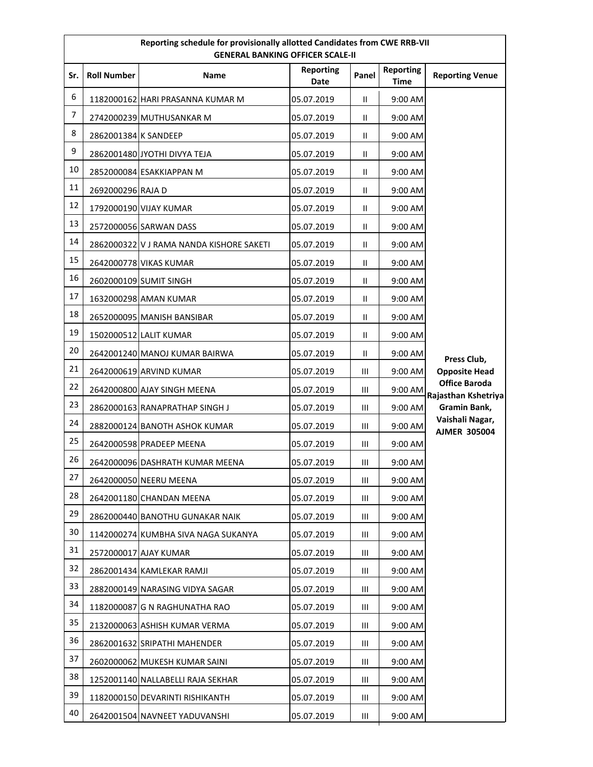| Reporting schedule for provisionally allotted Candidates from CWE RRB-VII GENERAL BANKING OFFICER SCALE-II | | | | | | |
|---|---|---|---|---|---|---|
| **Sr.** | **Roll Number** | **Name** | **Reporting Date** | **Panel** | **Reporting Time** | **Reporting Venue** |
| 6 | 1182000162 | HARI PRASANNA KUMAR M | 05.07.2019 | II | 9:00 AM | **Press Club, Opposite Head Office Baroda Rajasthan Kshetriya Gramin Bank, Vaishali Nagar, AJMER 305004** |
| 7 | 2742000239 | MUTHUSANKAR M | 05.07.2019 | II | 9:00 AM | |
| 8 | 2862001384 | K SANDEEP | 05.07.2019 | II | 9:00 AM | |
| 9 | 2862001480 | JYOTHI DIVYA TEJA | 05.07.2019 | II | 9:00 AM | |
| 10 | 2852000084 | ESAKKIAPPAN M | 05.07.2019 | II | 9:00 AM | |
| 11 | 2692000296 | RAJA D | 05.07.2019 | II | 9:00 AM | |
| 12 | 1792000190 | VIJAY KUMAR | 05.07.2019 | II | 9:00 AM | |
| 13 | 2572000056 | SARWAN DASS | 05.07.2019 | II | 9:00 AM | |
| 14 | 2862000322 | V J RAMA NANDA KISHORE SAKETI | 05.07.2019 | II | 9:00 AM | |
| 15 | 2642000778 | VIKAS KUMAR | 05.07.2019 | II | 9:00 AM | |
| 16 | 2602000109 | SUMIT SINGH | 05.07.2019 | II | 9:00 AM | |
| 17 | 1632000298 | AMAN KUMAR | 05.07.2019 | II | 9:00 AM | |
| 18 | 2652000095 | MANISH BANSIBAR | 05.07.2019 | II | 9:00 AM | |
| 19 | 1502000512 | LALIT KUMAR | 05.07.2019 | II | 9:00 AM | |
| 20 | 2642001240 | MANOJ KUMAR BAIRWA | 05.07.2019 | II | 9:00 AM | |
| 21 | 2642000619 | ARVIND KUMAR | 05.07.2019 | III | 9:00 AM | |
| 22 | 2642000800 | AJAY SINGH MEENA | 05.07.2019 | III | 9:00 AM | |
| 23 | 2862000163 | RANAPRATHAP SINGH J | 05.07.2019 | III | 9:00 AM | |
| 24 | 2882000124 | BANOTH ASHOK KUMAR | 05.07.2019 | III | 9:00 AM | |
| 25 | 2642000598 | PRADEEP MEENA | 05.07.2019 | III | 9:00 AM | |
| 26 | 2642000096 | DASHRATH KUMAR MEENA | 05.07.2019 | III | 9:00 AM | |
| 27 | 2642000050 | NEERU MEENA | 05.07.2019 | III | 9:00 AM | |
| 28 | 2642001180 | CHANDAN MEENA | 05.07.2019 | III | 9:00 AM | |
| 29 | 2862000440 | BANOTHU GUNAKAR NAIK | 05.07.2019 | III | 9:00 AM | |
| 30 | 1142000274 | KUMBHA SIVA NAGA SUKANYA | 05.07.2019 | III | 9:00 AM | |
| 31 | 2572000017 | AJAY KUMAR | 05.07.2019 | III | 9:00 AM | |
| 32 | 2862001434 | KAMLEKAR RAMJI | 05.07.2019 | III | 9:00 AM | |
| 33 | 2882000149 | NARASING VIDYA SAGAR | 05.07.2019 | III | 9:00 AM | |
| 34 | 1182000087 | G N RAGHUNATHA RAO | 05.07.2019 | III | 9:00 AM | |
| 35 | 2132000063 | ASHISH KUMAR VERMA | 05.07.2019 | III | 9:00 AM | |
| 36 | 2862001632 | SRIPATHI MAHENDER | 05.07.2019 | III | 9:00 AM | |
| 37 | 2602000062 | MUKESH KUMAR SAINI | 05.07.2019 | III | 9:00 AM | |
| 38 | 1252001140 | NALLABELLI RAJA SEKHAR | 05.07.2019 | III | 9:00 AM | |
| 39 | 1182000150 | DEVARINTI RISHIKANTH | 05.07.2019 | III | 9:00 AM | |
| 40 | 2642001504 | NAVNEET YADUVANSHI | 05.07.2019 | III | 9:00 AM | |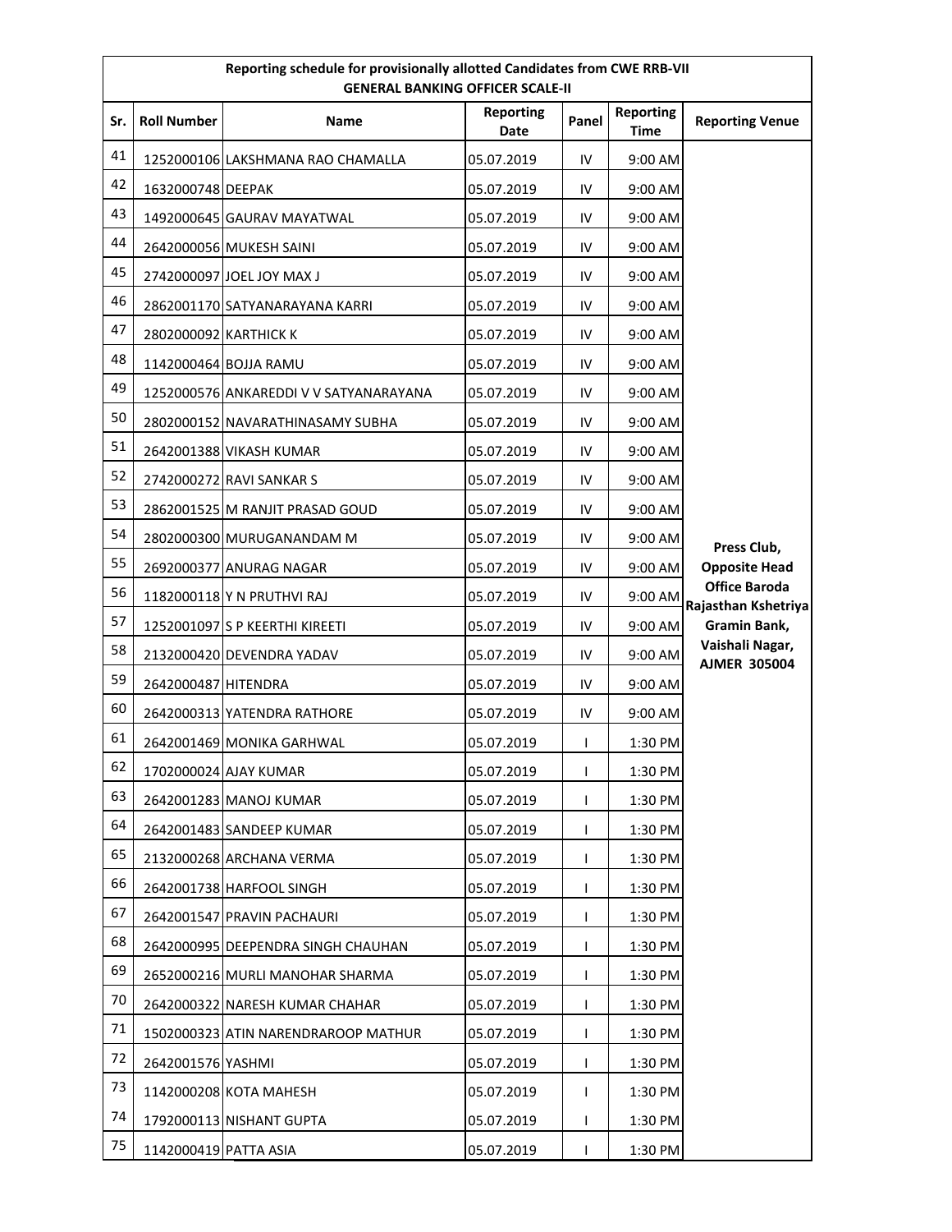| Reporting schedule for provisionally allotted Candidates from CWE RRB-VII GENERAL BANKING OFFICER SCALE-II | | | | | | |
|---|---|---|---|---|---|---|
| **Sr.** | **Roll Number** | **Name** | **Reporting Date** | **Panel** | **Reporting Time** | **Reporting Venue** |
| 41 | 1252000106 | LAKSHMANA RAO CHAMALLA | 05.07.2019 | IV | 9:00 AM | **Press Club, Opposite Head Office Baroda Rajasthan Kshetriya Gramin Bank, Vaishali Nagar, AJMER 305004** |
| 42 | 1632000748 | DEEPAK | 05.07.2019 | IV | 9:00 AM | |
| 43 | 1492000645 | GAURAV MAYATWAL | 05.07.2019 | IV | 9:00 AM | |
| 44 | 2642000056 | MUKESH SAINI | 05.07.2019 | IV | 9:00 AM | |
| 45 | 2742000097 | JOEL JOY MAX J | 05.07.2019 | IV | 9:00 AM | |
| 46 | 2862001170 | SATYANARAYANA KARRI | 05.07.2019 | IV | 9:00 AM | |
| 47 | 2802000092 | KARTHICK K | 05.07.2019 | IV | 9:00 AM | |
| 48 | 1142000464 | BOJJA RAMU | 05.07.2019 | IV | 9:00 AM | |
| 49 | 1252000576 | ANKAREDDI V V SATYANARAYANA | 05.07.2019 | IV | 9:00 AM | |
| 50 | 2802000152 | NAVARATHINASAMY SUBHA | 05.07.2019 | IV | 9:00 AM | |
| 51 | 2642001388 | VIKASH KUMAR | 05.07.2019 | IV | 9:00 AM | |
| 52 | 2742000272 | RAVI SANKAR S | 05.07.2019 | IV | 9:00 AM | |
| 53 | 2862001525 | M RANJIT PRASAD GOUD | 05.07.2019 | IV | 9:00 AM | |
| 54 | 2802000300 | MURUGANANDAM M | 05.07.2019 | IV | 9:00 AM | |
| 55 | 2692000377 | ANURAG NAGAR | 05.07.2019 | IV | 9:00 AM | |
| 56 | 1182000118 | Y N PRUTHVI RAJ | 05.07.2019 | IV | 9:00 AM | |
| 57 | 1252001097 | S P KEERTHI KIREETI | 05.07.2019 | IV | 9:00 AM | |
| 58 | 2132000420 | DEVENDRA YADAV | 05.07.2019 | IV | 9:00 AM | |
| 59 | 2642000487 | HITENDRA | 05.07.2019 | IV | 9:00 AM | |
| 60 | 2642000313 | YATENDRA RATHORE | 05.07.2019 | IV | 9:00 AM | |
| 61 | 2642001469 | MONIKA GARHWAL | 05.07.2019 | I | 1:30 PM | |
| 62 | 1702000024 | AJAY KUMAR | 05.07.2019 | I | 1:30 PM | |
| 63 | 2642001283 | MANOJ KUMAR | 05.07.2019 | I | 1:30 PM | |
| 64 | 2642001483 | SANDEEP KUMAR | 05.07.2019 | I | 1:30 PM | |
| 65 | 2132000268 | ARCHANA VERMA | 05.07.2019 | I | 1:30 PM | |
| 66 | 2642001738 | HARFOOL SINGH | 05.07.2019 | I | 1:30 PM | |
| 67 | 2642001547 | PRAVIN PACHAURI | 05.07.2019 | I | 1:30 PM | |
| 68 | 2642000995 | DEEPENDRA SINGH CHAUHAN | 05.07.2019 | I | 1:30 PM | |
| 69 | 2652000216 | MURLI MANOHAR SHARMA | 05.07.2019 | I | 1:30 PM | |
| 70 | 2642000322 | NARESH KUMAR CHAHAR | 05.07.2019 | I | 1:30 PM | |
| 71 | 1502000323 | ATIN NARENDRAROOP MATHUR | 05.07.2019 | I | 1:30 PM | |
| 72 | 2642001576 | YASHMI | 05.07.2019 | I | 1:30 PM | |
| 73 | 1142000208 | KOTA MAHESH | 05.07.2019 | I | 1:30 PM | |
| 74 | 1792000113 | NISHANT GUPTA | 05.07.2019 | I | 1:30 PM | |
| 75 | 1142000419 | PATTA ASIA | 05.07.2019 | I | 1:30 PM | |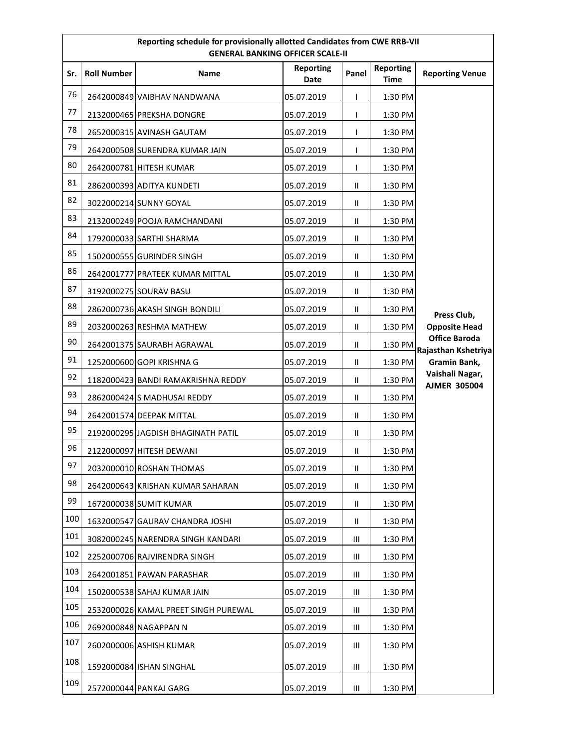**Reporting schedule for provisionally allotted Candidates from CWE RRB-VII**
**GENERAL BANKING OFFICER SCALE-II**

| Sr. | Roll Number | Name | Reporting Date | Panel | Reporting Time | Reporting Venue |
|---|---|---|---|---|---|---|
| 76 | 2642000849 | VAIBHAV NANDWANA | 05.07.2019 | I | 1:30 PM | Press Club, Opposite Head Office Baroda Rajasthan Kshetriya Gramin Bank, Vaishali Nagar, AJMER 305004 |
| 77 | 2132000465 | PREKSHA DONGRE | 05.07.2019 | I | 1:30 PM | |
| 78 | 2652000315 | AVINASH GAUTAM | 05.07.2019 | I | 1:30 PM | |
| 79 | 2642000508 | SURENDRA KUMAR JAIN | 05.07.2019 | I | 1:30 PM | |
| 80 | 2642000781 | HITESH KUMAR | 05.07.2019 | I | 1:30 PM | |
| 81 | 2862000393 | ADITYA KUNDETI | 05.07.2019 | II | 1:30 PM | |
| 82 | 3022000214 | SUNNY GOYAL | 05.07.2019 | II | 1:30 PM | |
| 83 | 2132000249 | POOJA RAMCHANDANI | 05.07.2019 | II | 1:30 PM | |
| 84 | 1792000033 | SARTHI SHARMA | 05.07.2019 | II | 1:30 PM | |
| 85 | 1502000555 | GURINDER SINGH | 05.07.2019 | II | 1:30 PM | |
| 86 | 2642001777 | PRATEEK KUMAR MITTAL | 05.07.2019 | II | 1:30 PM | |
| 87 | 3192000275 | SOURAV BASU | 05.07.2019 | II | 1:30 PM | |
| 88 | 2862000736 | AKASH SINGH BONDILI | 05.07.2019 | II | 1:30 PM | |
| 89 | 2032000263 | RESHMA MATHEW | 05.07.2019 | II | 1:30 PM | |
| 90 | 2642001375 | SAURABH AGRAWAL | 05.07.2019 | II | 1:30 PM | |
| 91 | 1252000600 | GOPI KRISHNA G | 05.07.2019 | II | 1:30 PM | |
| 92 | 1182000423 | BANDI RAMAKRISHNA REDDY | 05.07.2019 | II | 1:30 PM | |
| 93 | 2862000424 | S MADHUSAI REDDY | 05.07.2019 | II | 1:30 PM | |
| 94 | 2642001574 | DEEPAK MITTAL | 05.07.2019 | II | 1:30 PM | |
| 95 | 2192000295 | JAGDISH BHAGINATH PATIL | 05.07.2019 | II | 1:30 PM | |
| 96 | 2122000097 | HITESH DEWANI | 05.07.2019 | II | 1:30 PM | |
| 97 | 2032000010 | ROSHAN THOMAS | 05.07.2019 | II | 1:30 PM | |
| 98 | 2642000643 | KRISHAN KUMAR SAHARAN | 05.07.2019 | II | 1:30 PM | |
| 99 | 1672000038 | SUMIT KUMAR | 05.07.2019 | II | 1:30 PM | |
| 100 | 1632000547 | GAURAV CHANDRA JOSHI | 05.07.2019 | II | 1:30 PM | |
| 101 | 3082000245 | NARENDRA SINGH KANDARI | 05.07.2019 | III | 1:30 PM | |
| 102 | 2252000706 | RAJVIRENDRA SINGH | 05.07.2019 | III | 1:30 PM | |
| 103 | 2642001851 | PAWAN PARASHAR | 05.07.2019 | III | 1:30 PM | |
| 104 | 1502000538 | SAHAJ KUMAR JAIN | 05.07.2019 | III | 1:30 PM | |
| 105 | 2532000026 | KAMAL PREET SINGH PUREWAL | 05.07.2019 | III | 1:30 PM | |
| 106 | 2692000848 | NAGAPPAN N | 05.07.2019 | III | 1:30 PM | |
| 107 | 2602000006 | ASHISH KUMAR | 05.07.2019 | III | 1:30 PM | |
| 108 | 1592000084 | ISHAN SINGHAL | 05.07.2019 | III | 1:30 PM | |
| 109 | 2572000044 | PANKAJ GARG | 05.07.2019 | III | 1:30 PM | |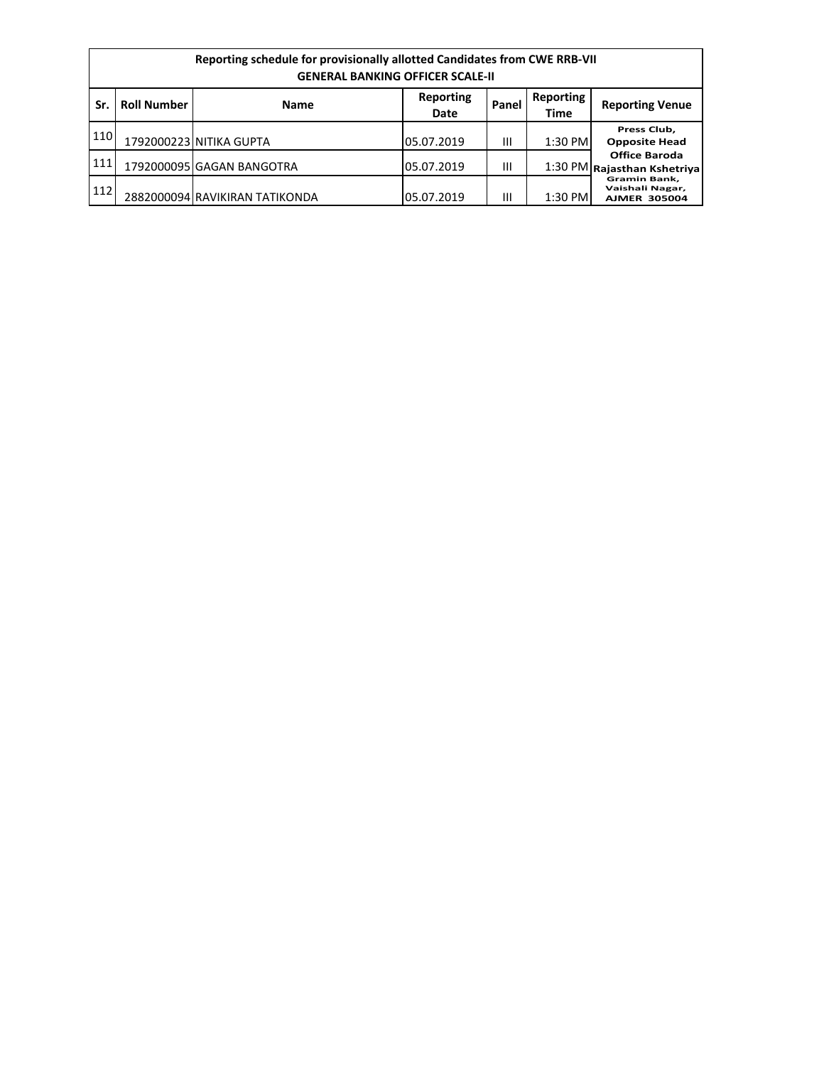**Reporting schedule for provisionally allotted Candidates from CWE RRB-VII**
**GENERAL BANKING OFFICER SCALE-II**

| Sr. | Roll Number | Name | Reporting Date | Panel | Reporting Time | Reporting Venue |
|---|---|---|---|---|---|---|
| 110 | 1792000223 | NITIKA GUPTA | 05.07.2019 | III | 1:30 PM | Press Club, Opposite Head Office Baroda Rajasthan Kshetriya Gramin Bank, Vaishali Nagar, AJMER 305004 |
| 111 | 1792000095 | GAGAN BANGOTRA | 05.07.2019 | III | 1:30 PM | |
| 112 | 2882000094 | RAVIKIRAN TATIKONDA | 05.07.2019 | III | 1:30 PM | |